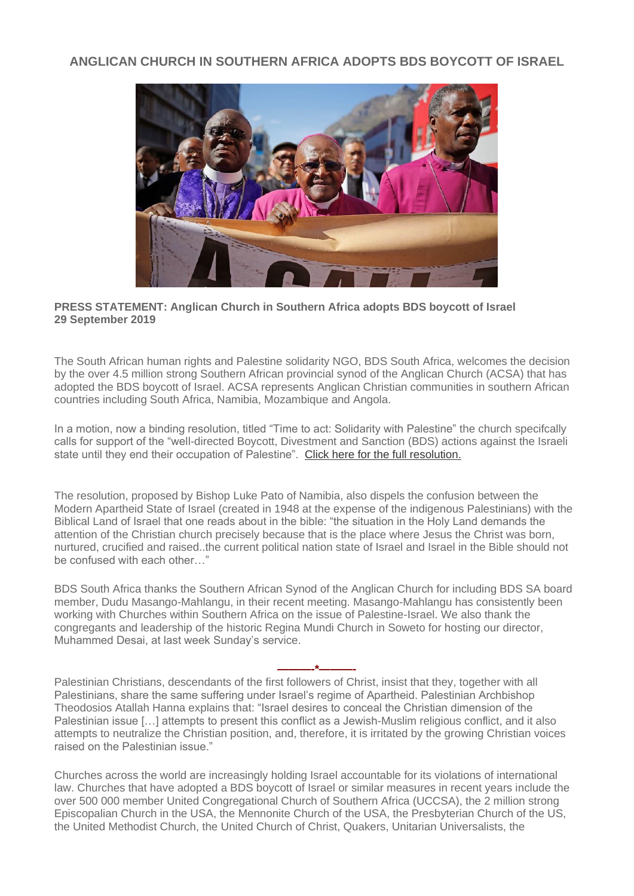# ANGLICAN CHURCH IN SOUTHERN AFRICA ADOPTS BDS BOYCOTT OF ISRAEL

**PRESS STATEMENT: Anglican Church in Southern Africa adopts BDS boycott of Israel**
**29 September 2019**

The South African human rights and Palestine solidarity NGO, BDS South Africa, welcomes the decision by the over 4.5 million strong Southern African provincial synod of the Anglican Church (ACSA) that has adopted the BDS boycott of Israel. ACSA represents Anglican Christian communities in southern African countries including South Africa, Namibia, Mozambique and Angola.

In a motion, now a binding resolution, titled "Time to act: Solidarity with Palestine" the church specifcally calls for support of the "well-directed Boycott, Divestment and Sanction (BDS) actions against the Israeli state until they end their occupation of Palestine". Click here for the full resolution.

The resolution, proposed by Bishop Luke Pato of Namibia, also dispels the confusion between the Modern Apartheid State of Israel (created in 1948 at the expense of the indigenous Palestinians) with the Biblical Land of Israel that one reads about in the bible: "the situation in the Holy Land demands the attention of the Christian church precisely because that is the place where Jesus the Christ was born, nurtured, crucified and raised..the current political nation state of Israel and Israel in the Bible should not be confused with each other…"

BDS South Africa thanks the Southern African Synod of the Anglican Church for including BDS SA board member, Dudu Masango-Mahlangu, in their recent meeting. Masango-Mahlangu has consistently been working with Churches within Southern Africa on the issue of Palestine-Israel. We also thank the congregants and leadership of the historic Regina Mundi Church in Soweto for hosting our director, Muhammed Desai, at last week Sunday's service.

———*———

Palestinian Christians, descendants of the first followers of Christ, insist that they, together with all Palestinians, share the same suffering under Israel's regime of Apartheid. Palestinian Archbishop Theodosios Atallah Hanna explains that: "Israel desires to conceal the Christian dimension of the Palestinian issue […] attempts to present this conflict as a Jewish-Muslim religious conflict, and it also attempts to neutralize the Christian position, and, therefore, it is irritated by the growing Christian voices raised on the Palestinian issue."

Churches across the world are increasingly holding Israel accountable for its violations of international law. Churches that have adopted a BDS boycott of Israel or similar measures in recent years include the over 500 000 member United Congregational Church of Southern Africa (UCCSA), the 2 million strong Episcopalian Church in the USA, the Mennonite Church of the USA, the Presbyterian Church of the US, the United Methodist Church, the United Church of Christ, Quakers, Unitarian Universalists, the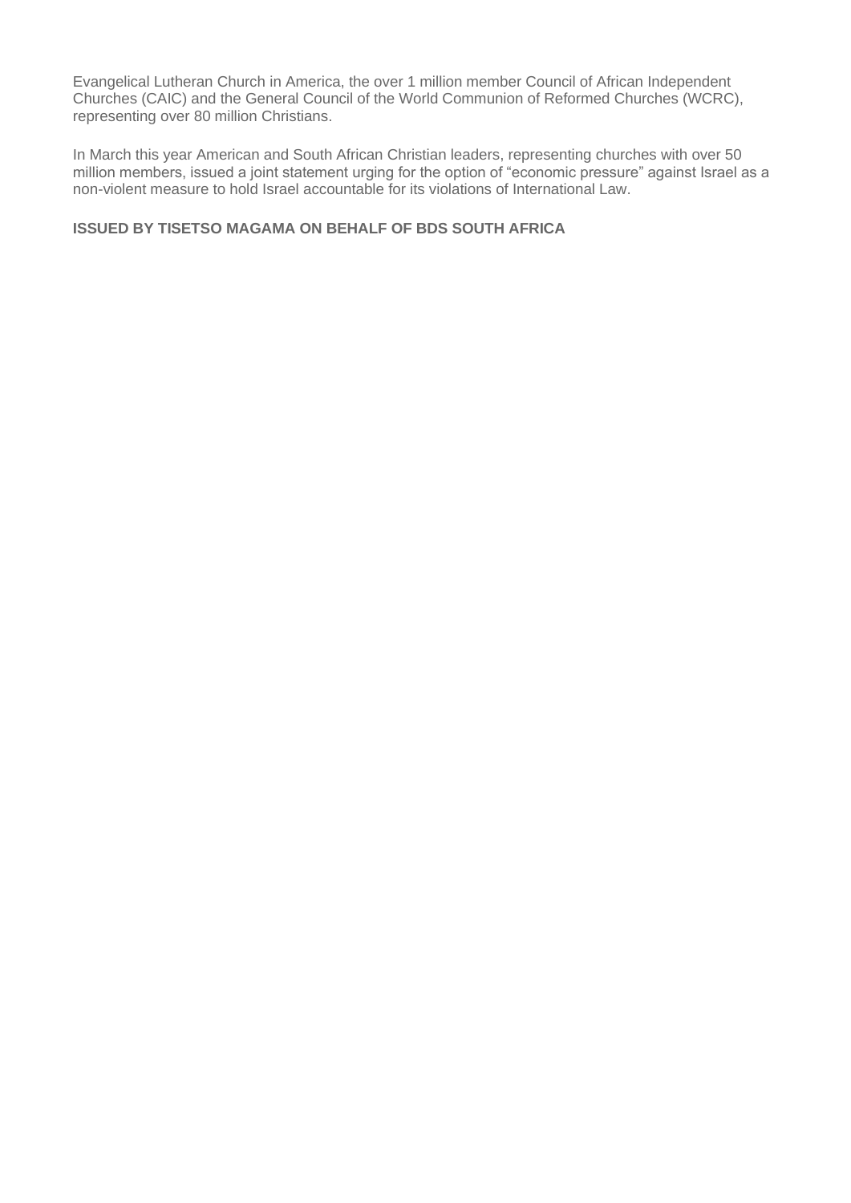Evangelical Lutheran Church in America, the over 1 million member Council of African Independent Churches (CAIC) and the General Council of the World Communion of Reformed Churches (WCRC), representing over 80 million Christians.

In March this year American and South African Christian leaders, representing churches with over 50 million members, issued a joint statement urging for the option of "economic pressure" against Israel as a non-violent measure to hold Israel accountable for its violations of International Law.

**ISSUED BY TISETSO MAGAMA ON BEHALF OF BDS SOUTH AFRICA**